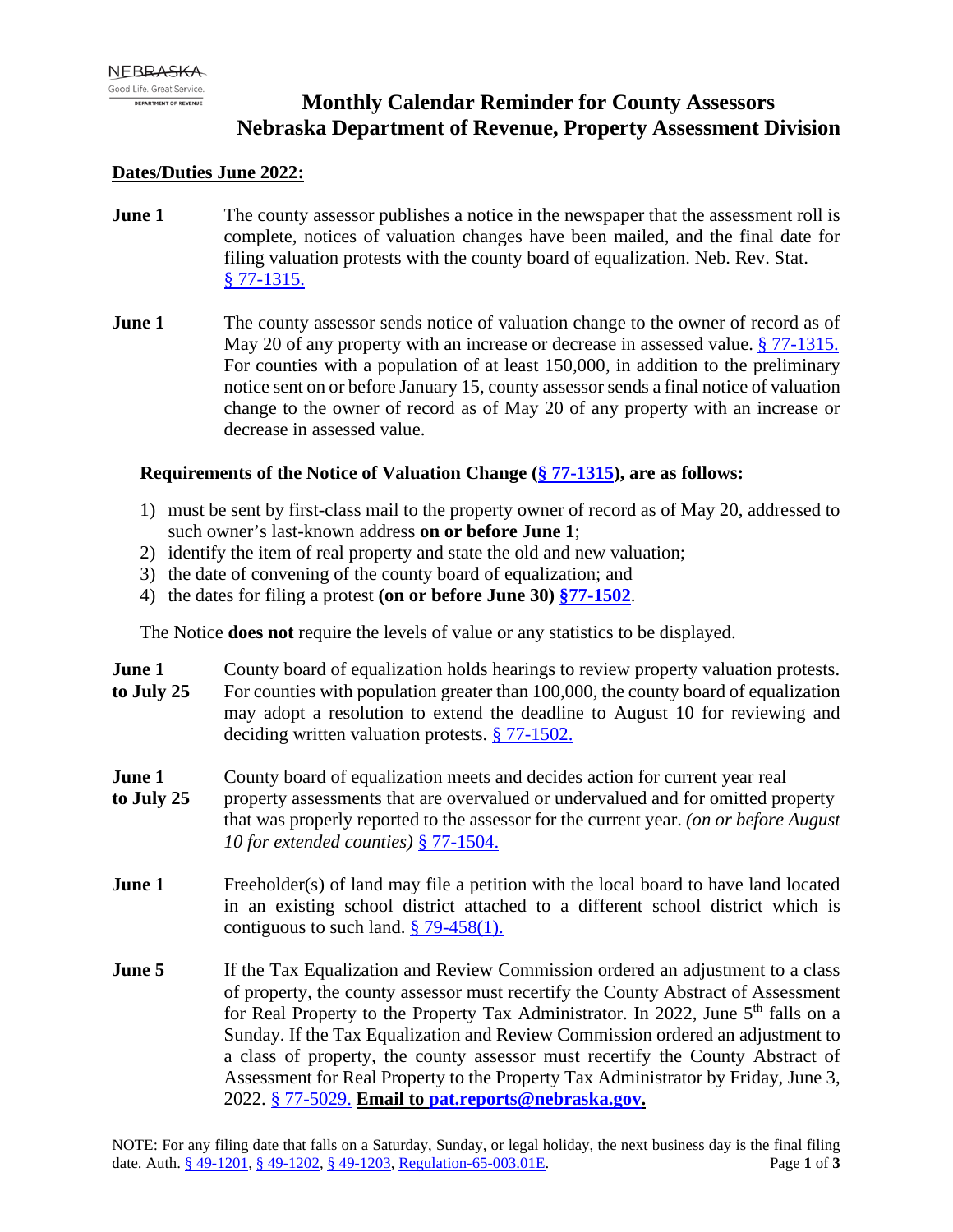NEBRASKA
Good Life. Great Service.
DEPARTMENT OF REVENUE

# Monthly Calendar Reminder for County Assessors
# Nebraska Department of Revenue, Property Assessment Division

**Dates/Duties June 2022:**

**June 1** The county assessor publishes a notice in the newspaper that the assessment roll is complete, notices of valuation changes have been mailed, and the final date for filing valuation protests with the county board of equalization. Neb. Rev. Stat. § 77-1315.

**June 1** The county assessor sends notice of valuation change to the owner of record as of May 20 of any property with an increase or decrease in assessed value. § 77-1315. For counties with a population of at least 150,000, in addition to the preliminary notice sent on or before January 15, county assessor sends a final notice of valuation change to the owner of record as of May 20 of any property with an increase or decrease in assessed value.

**Requirements of the Notice of Valuation Change (§ 77-1315), are as follows:**

1) must be sent by first-class mail to the property owner of record as of May 20, addressed to such owner's last-known address **on or before June 1**;
2) identify the item of real property and state the old and new valuation;
3) the date of convening of the county board of equalization; and
4) the dates for filing a protest **(on or before June 30) §77-1502**.

The Notice **does not** require the levels of value or any statistics to be displayed.

**June 1 to July 25** County board of equalization holds hearings to review property valuation protests. For counties with population greater than 100,000, the county board of equalization may adopt a resolution to extend the deadline to August 10 for reviewing and deciding written valuation protests. § 77-1502.

**June 1 to July 25** County board of equalization meets and decides action for current year real property assessments that are overvalued or undervalued and for omitted property that was properly reported to the assessor for the current year. *(on or before August 10 for extended counties)* § 77-1504.

**June 1** Freeholder(s) of land may file a petition with the local board to have land located in an existing school district attached to a different school district which is contiguous to such land. § 79-458(1).

**June 5** If the Tax Equalization and Review Commission ordered an adjustment to a class of property, the county assessor must recertify the County Abstract of Assessment for Real Property to the Property Tax Administrator. In 2022, June 5th falls on a Sunday. If the Tax Equalization and Review Commission ordered an adjustment to a class of property, the county assessor must recertify the County Abstract of Assessment for Real Property to the Property Tax Administrator by Friday, June 3, 2022. § 77-5029. **Email to pat.reports@nebraska.gov.**

NOTE: For any filing date that falls on a Saturday, Sunday, or legal holiday, the next business day is the final filing date. Auth. § 49-1201, § 49-1202, § 49-1203, Regulation-65-003.01E.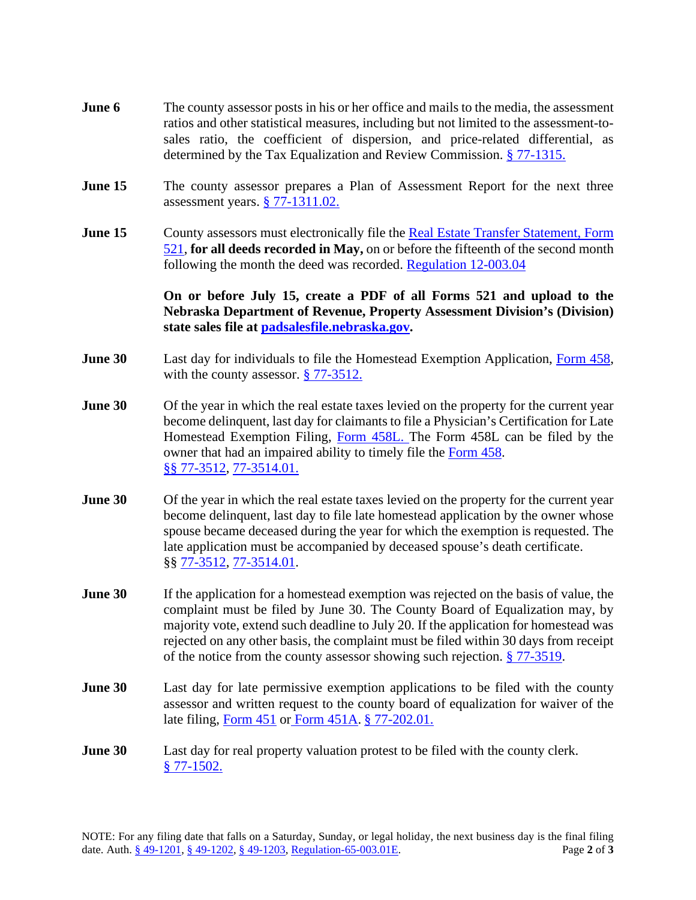**June 6** The county assessor posts in his or her office and mails to the media, the assessment ratios and other statistical measures, including but not limited to the assessment-to-sales ratio, the coefficient of dispersion, and price-related differential, as determined by the Tax Equalization and Review Commission. § 77-1315.

**June 15** The county assessor prepares a Plan of Assessment Report for the next three assessment years. § 77-1311.02.

**June 15** County assessors must electronically file the Real Estate Transfer Statement, Form 521, **for all deeds recorded in May,** on or before the fifteenth of the second month following the month the deed was recorded. Regulation 12-003.04

**On or before July 15, create a PDF of all Forms 521 and upload to the Nebraska Department of Revenue, Property Assessment Division's (Division) state sales file at padsalesfile.nebraska.gov.**

**June 30** Last day for individuals to file the Homestead Exemption Application, Form 458, with the county assessor. § 77-3512.

**June 30** Of the year in which the real estate taxes levied on the property for the current year become delinquent, last day for claimants to file a Physician's Certification for Late Homestead Exemption Filing, Form 458L. The Form 458L can be filed by the owner that had an impaired ability to timely file the Form 458. §§ 77-3512, 77-3514.01.

**June 30** Of the year in which the real estate taxes levied on the property for the current year become delinquent, last day to file late homestead application by the owner whose spouse became deceased during the year for which the exemption is requested. The late application must be accompanied by deceased spouse's death certificate. §§ 77-3512, 77-3514.01.

**June 30** If the application for a homestead exemption was rejected on the basis of value, the complaint must be filed by June 30. The County Board of Equalization may, by majority vote, extend such deadline to July 20. If the application for homestead was rejected on any other basis, the complaint must be filed within 30 days from receipt of the notice from the county assessor showing such rejection. § 77-3519.

**June 30** Last day for late permissive exemption applications to be filed with the county assessor and written request to the county board of equalization for waiver of the late filing, Form 451 or Form 451A. § 77-202.01.

**June 30** Last day for real property valuation protest to be filed with the county clerk. § 77-1502.

NOTE: For any filing date that falls on a Saturday, Sunday, or legal holiday, the next business day is the final filing date. Auth. § 49-1201, § 49-1202, § 49-1203, Regulation-65-003.01E.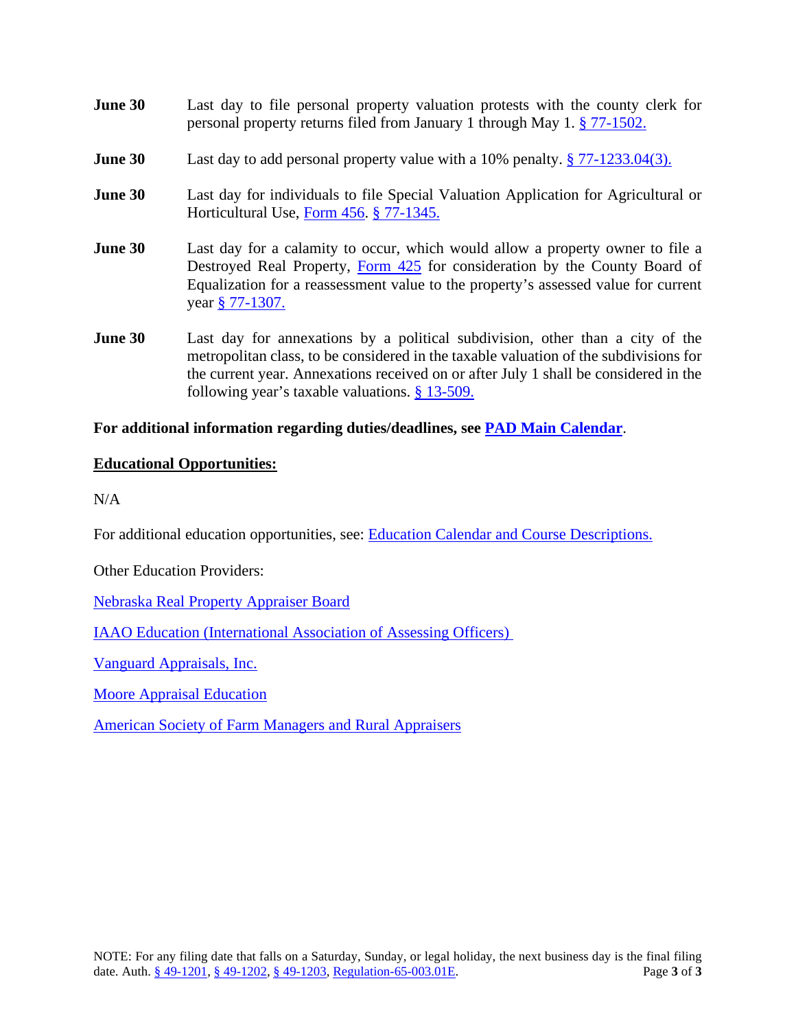**June 30** Last day to file personal property valuation protests with the county clerk for personal property returns filed from January 1 through May 1. § 77-1502.

**June 30** Last day to add personal property value with a 10% penalty. § 77-1233.04(3).

**June 30** Last day for individuals to file Special Valuation Application for Agricultural or Horticultural Use, Form 456. § 77-1345.

**June 30** Last day for a calamity to occur, which would allow a property owner to file a Destroyed Real Property, Form 425 for consideration by the County Board of Equalization for a reassessment value to the property's assessed value for current year § 77-1307.

**June 30** Last day for annexations by a political subdivision, other than a city of the metropolitan class, to be considered in the taxable valuation of the subdivisions for the current year. Annexations received on or after July 1 shall be considered in the following year's taxable valuations. § 13-509.

**For additional information regarding duties/deadlines, see PAD Main Calendar**.

**Educational Opportunities:**

N/A

For additional education opportunities, see: Education Calendar and Course Descriptions.

Other Education Providers:

Nebraska Real Property Appraiser Board

IAAO Education (International Association of Assessing Officers)

Vanguard Appraisals, Inc.

Moore Appraisal Education

American Society of Farm Managers and Rural Appraisers

NOTE: For any filing date that falls on a Saturday, Sunday, or legal holiday, the next business day is the final filing date. Auth. § 49-1201, § 49-1202, § 49-1203, Regulation-65-003.01E.